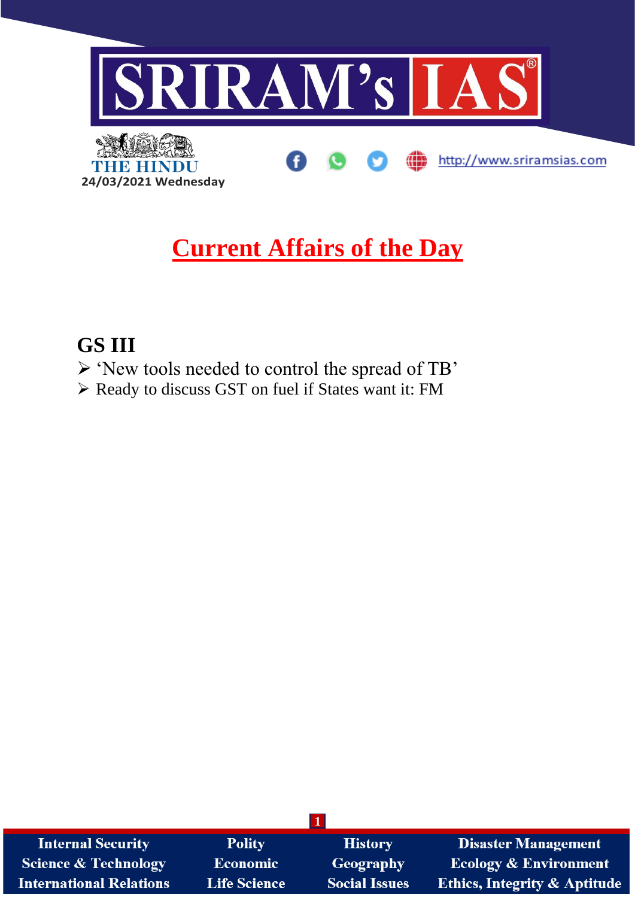24/03/2021 Wednesday

# Current Affairs of the Day

## GS III

- ‘New tools needed to control the spread of TB’
- Ready to discuss GST on fuel if States want it: FM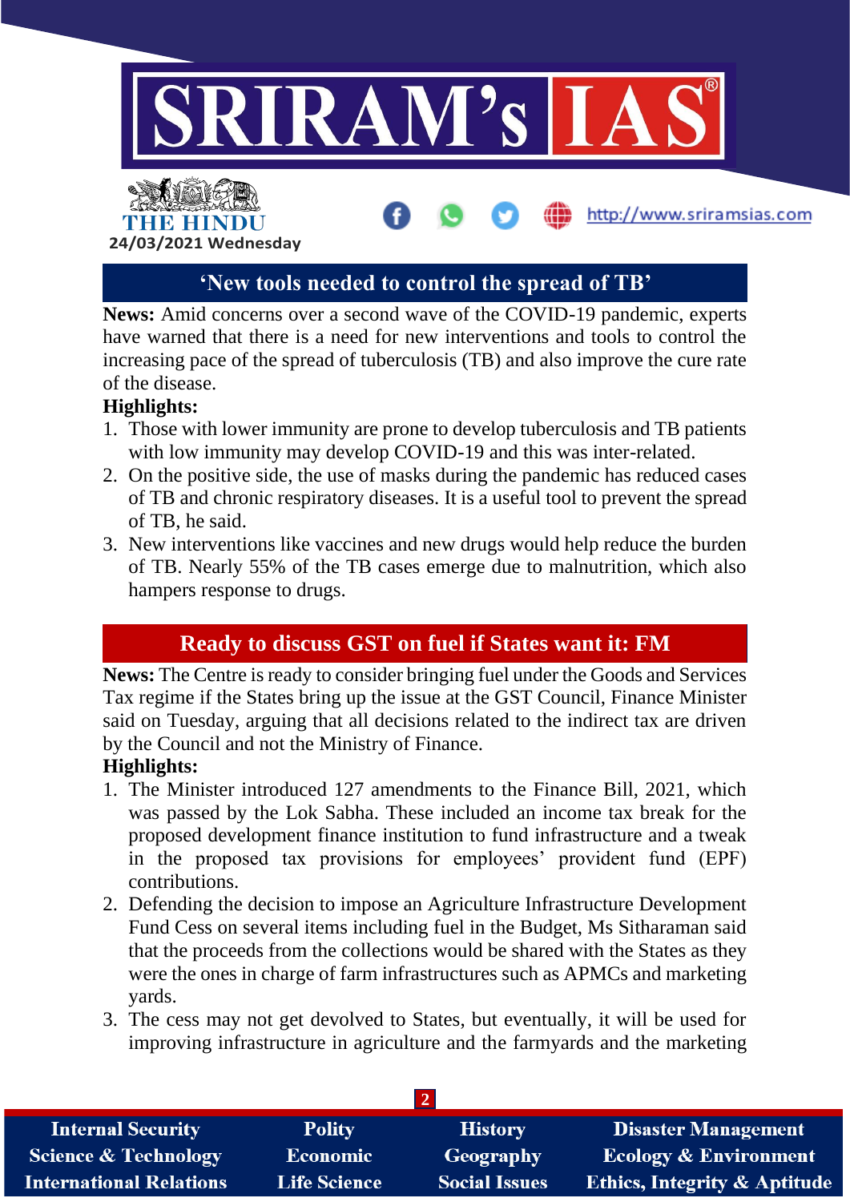## 'New tools needed to control the spread of TB'

**News:** Amid concerns over a second wave of the COVID-19 pandemic, experts have warned that there is a need for new interventions and tools to control the increasing pace of the spread of tuberculosis (TB) and also improve the cure rate of the disease.

**Highlights:**

1. Those with lower immunity are prone to develop tuberculosis and TB patients with low immunity may develop COVID-19 and this was inter-related.
2. On the positive side, the use of masks during the pandemic has reduced cases of TB and chronic respiratory diseases. It is a useful tool to prevent the spread of TB, he said.
3. New interventions like vaccines and new drugs would help reduce the burden of TB. Nearly 55% of the TB cases emerge due to malnutrition, which also hampers response to drugs.

## Ready to discuss GST on fuel if States want it: FM

**News:** The Centre is ready to consider bringing fuel under the Goods and Services Tax regime if the States bring up the issue at the GST Council, Finance Minister said on Tuesday, arguing that all decisions related to the indirect tax are driven by the Council and not the Ministry of Finance.

**Highlights:**

1. The Minister introduced 127 amendments to the Finance Bill, 2021, which was passed by the Lok Sabha. These included an income tax break for the proposed development finance institution to fund infrastructure and a tweak in the proposed tax provisions for employees' provident fund (EPF) contributions.
2. Defending the decision to impose an Agriculture Infrastructure Development Fund Cess on several items including fuel in the Budget, Ms Sitharaman said that the proceeds from the collections would be shared with the States as they were the ones in charge of farm infrastructures such as APMCs and marketing yards.
3. The cess may not get devolved to States, but eventually, it will be used for improving infrastructure in agriculture and the farmyards and the marketing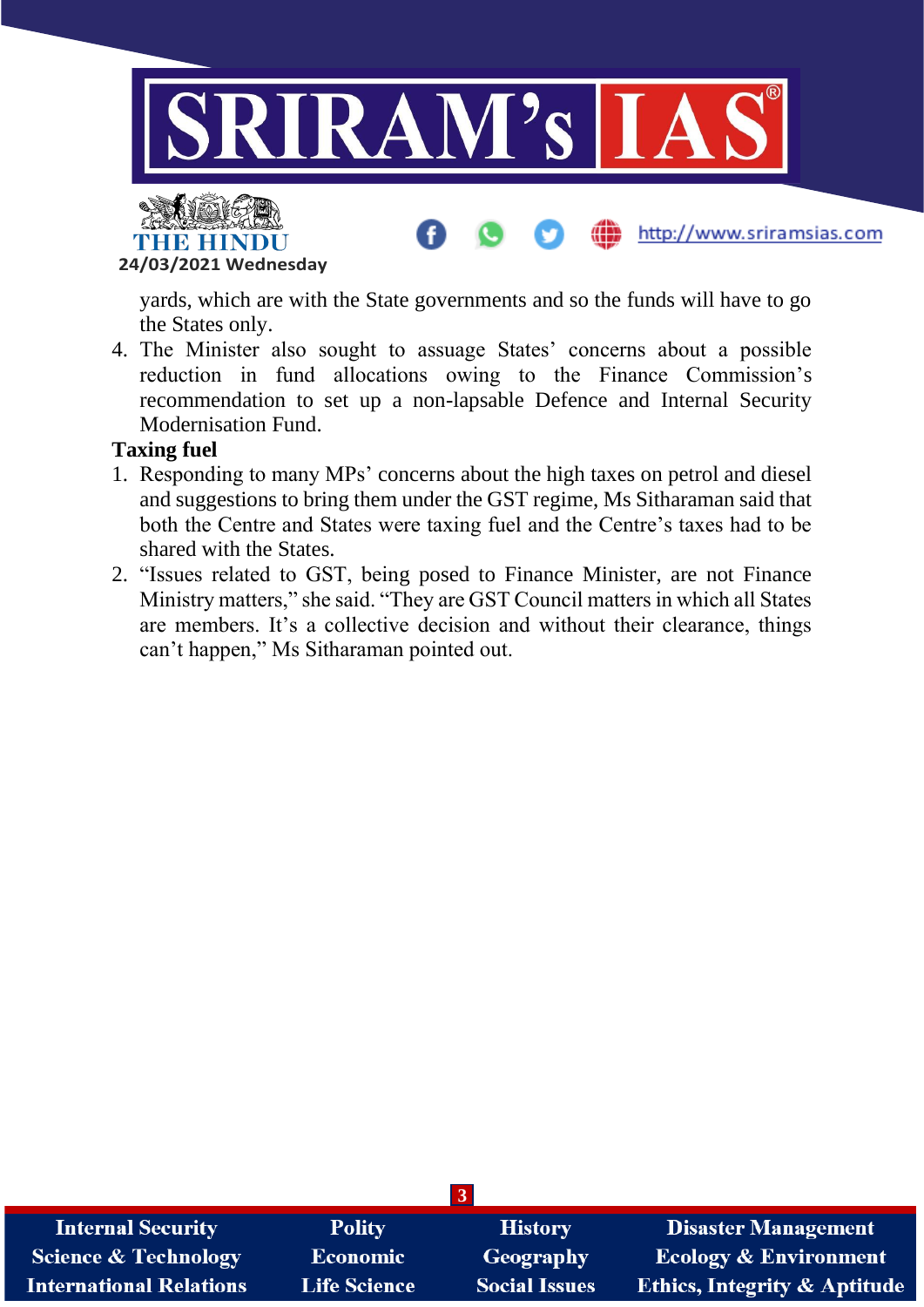yards, which are with the State governments and so the funds will have to go the States only.

4. The Minister also sought to assuage States' concerns about a possible reduction in fund allocations owing to the Finance Commission's recommendation to set up a non-lapsable Defence and Internal Security Modernisation Fund.

**Taxing fuel**

1. Responding to many MPs' concerns about the high taxes on petrol and diesel and suggestions to bring them under the GST regime, Ms Sitharaman said that both the Centre and States were taxing fuel and the Centre's taxes had to be shared with the States.
2. "Issues related to GST, being posed to Finance Minister, are not Finance Ministry matters," she said. "They are GST Council matters in which all States are members. It's a collective decision and without their clearance, things can't happen," Ms Sitharaman pointed out.